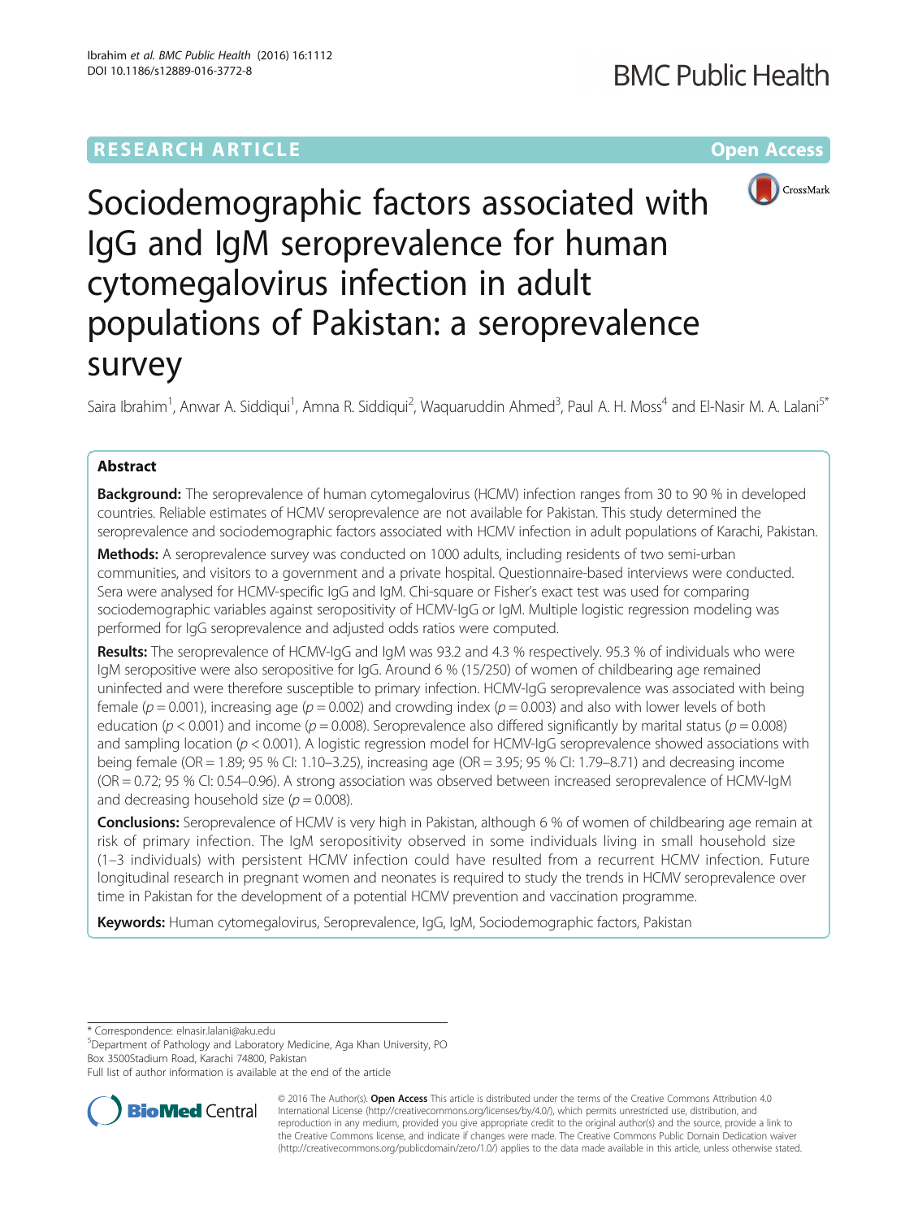**RESEARCH ARTICLE** **Open Access**

# Sociodemographic factors associated with IgG and IgM seroprevalence for human cytomegalovirus infection in adult populations of Pakistan: a seroprevalence survey

Saira Ibrahim[1], Anwar A. Siddiqui[1], Amna R. Siddiqui[2], Waquaruddin Ahmed[3], Paul A. H. Moss[4] and El-Nasir M. A. Lalani[5*]

## Abstract

**Background:** The seroprevalence of human cytomegalovirus (HCMV) infection ranges from 30 to 90 % in developed countries. Reliable estimates of HCMV seroprevalence are not available for Pakistan. This study determined the seroprevalence and sociodemographic factors associated with HCMV infection in adult populations of Karachi, Pakistan.

**Methods:** A seroprevalence survey was conducted on 1000 adults, including residents of two semi-urban communities, and visitors to a government and a private hospital. Questionnaire-based interviews were conducted. Sera were analysed for HCMV-specific IgG and IgM. Chi-square or Fisher's exact test was used for comparing sociodemographic variables against seropositivity of HCMV-IgG or IgM. Multiple logistic regression modeling was performed for IgG seroprevalence and adjusted odds ratios were computed.

**Results:** The seroprevalence of HCMV-IgG and IgM was 93.2 and 4.3 % respectively. 95.3 % of individuals who were IgM seropositive were also seropositive for IgG. Around 6 % (15/250) of women of childbearing age remained uninfected and were therefore susceptible to primary infection. HCMV-IgG seroprevalence was associated with being female ($p = 0.001$), increasing age ($p = 0.002$) and crowding index ($p = 0.003$) and also with lower levels of both education ($p < 0.001$) and income ($p = 0.008$). Seroprevalence also differed significantly by marital status ($p = 0.008$) and sampling location ($p < 0.001$). A logistic regression model for HCMV-IgG seroprevalence showed associations with being female (OR = 1.89; 95 % CI: 1.10–3.25), increasing age (OR = 3.95; 95 % CI: 1.79–8.71) and decreasing income (OR = 0.72; 95 % CI: 0.54–0.96). A strong association was observed between increased seroprevalence of HCMV-IgM and decreasing household size ($p = 0.008$).

**Conclusions:** Seroprevalence of HCMV is very high in Pakistan, although 6 % of women of childbearing age remain at risk of primary infection. The IgM seropositivity observed in some individuals living in small household size (1–3 individuals) with persistent HCMV infection could have resulted from a recurrent HCMV infection. Future longitudinal research in pregnant women and neonates is required to study the trends in HCMV seroprevalence over time in Pakistan for the development of a potential HCMV prevention and vaccination programme.

**Keywords:** Human cytomegalovirus, Seroprevalence, IgG, IgM, Sociodemographic factors, Pakistan

---

\* Correspondence: elnasir.lalani@aku.edu

[5]Department of Pathology and Laboratory Medicine, Aga Khan University, PO Box 3500Stadium Road, Karachi 74800, Pakistan

Full list of author information is available at the end of the article

© 2016 The Author(s). **Open Access** This article is distributed under the terms of the Creative Commons Attribution 4.0 International License (http://creativecommons.org/licenses/by/4.0/), which permits unrestricted use, distribution, and reproduction in any medium, provided you give appropriate credit to the original author(s) and the source, provide a link to the Creative Commons license, and indicate if changes were made. The Creative Commons Public Domain Dedication waiver (http://creativecommons.org/publicdomain/zero/1.0/) applies to the data made available in this article, unless otherwise stated.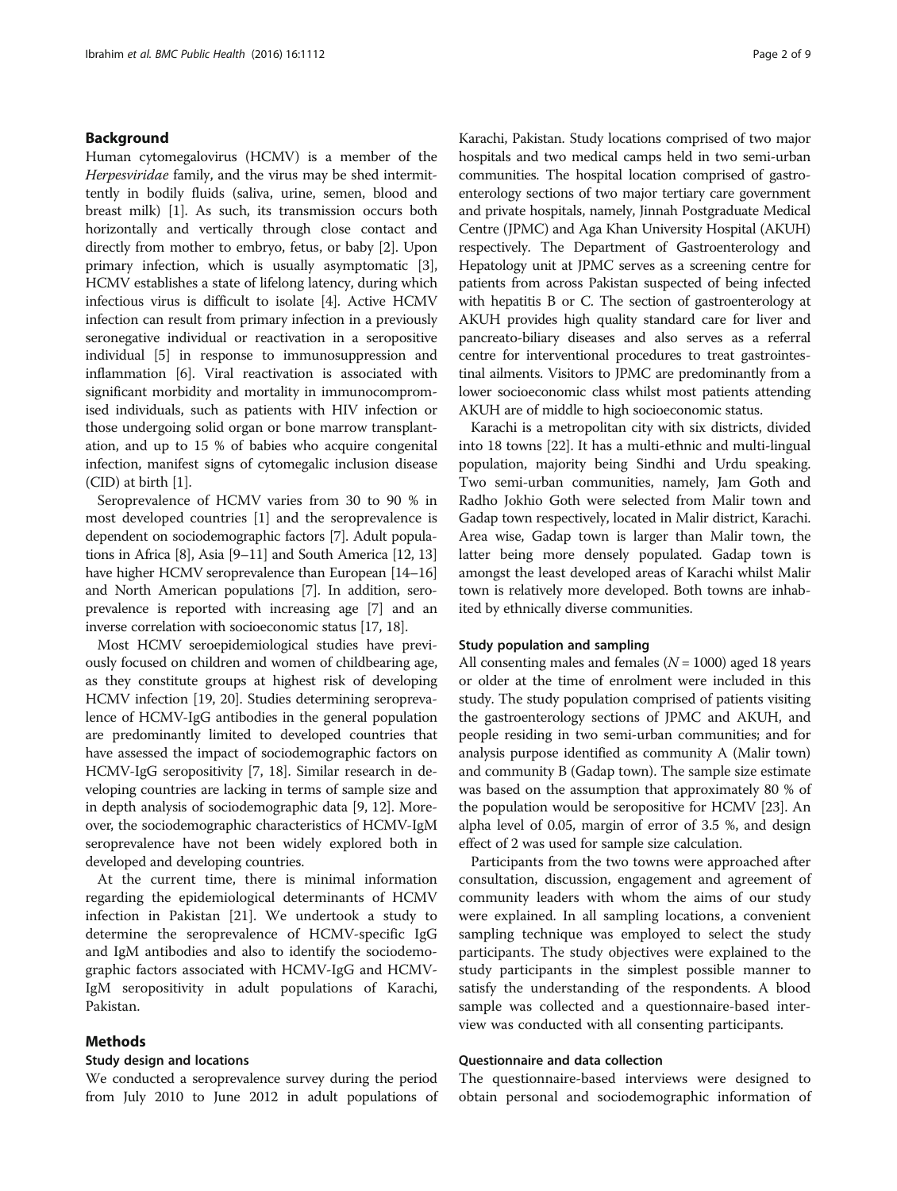## Background

Human cytomegalovirus (HCMV) is a member of the *Herpesviridae* family, and the virus may be shed intermittently in bodily fluids (saliva, urine, semen, blood and breast milk) [1]. As such, its transmission occurs both horizontally and vertically through close contact and directly from mother to embryo, fetus, or baby [2]. Upon primary infection, which is usually asymptomatic [3], HCMV establishes a state of lifelong latency, during which infectious virus is difficult to isolate [4]. Active HCMV infection can result from primary infection in a previously seronegative individual or reactivation in a seropositive individual [5] in response to immunosuppression and inflammation [6]. Viral reactivation is associated with significant morbidity and mortality in immunocompromised individuals, such as patients with HIV infection or those undergoing solid organ or bone marrow transplantation, and up to 15 % of babies who acquire congenital infection, manifest signs of cytomegalic inclusion disease (CID) at birth [1].

Seroprevalence of HCMV varies from 30 to 90 % in most developed countries [1] and the seroprevalence is dependent on sociodemographic factors [7]. Adult populations in Africa [8], Asia [9–11] and South America [12, 13] have higher HCMV seroprevalence than European [14–16] and North American populations [7]. In addition, seroprevalence is reported with increasing age [7] and an inverse correlation with socioeconomic status [17, 18].

Most HCMV seroepidemiological studies have previously focused on children and women of childbearing age, as they constitute groups at highest risk of developing HCMV infection [19, 20]. Studies determining seroprevalence of HCMV-IgG antibodies in the general population are predominantly limited to developed countries that have assessed the impact of sociodemographic factors on HCMV-IgG seropositivity [7, 18]. Similar research in developing countries are lacking in terms of sample size and in depth analysis of sociodemographic data [9, 12]. Moreover, the sociodemographic characteristics of HCMV-IgM seroprevalence have not been widely explored both in developed and developing countries.

At the current time, there is minimal information regarding the epidemiological determinants of HCMV infection in Pakistan [21]. We undertook a study to determine the seroprevalence of HCMV-specific IgG and IgM antibodies and also to identify the sociodemographic factors associated with HCMV-IgG and HCMV-IgM seropositivity in adult populations of Karachi, Pakistan.

## Methods

### Study design and locations

We conducted a seroprevalence survey during the period from July 2010 to June 2012 in adult populations of Karachi, Pakistan. Study locations comprised of two major hospitals and two medical camps held in two semi-urban communities. The hospital location comprised of gastroenterology sections of two major tertiary care government and private hospitals, namely, Jinnah Postgraduate Medical Centre (JPMC) and Aga Khan University Hospital (AKUH) respectively. The Department of Gastroenterology and Hepatology unit at JPMC serves as a screening centre for patients from across Pakistan suspected of being infected with hepatitis B or C. The section of gastroenterology at AKUH provides high quality standard care for liver and pancreato-biliary diseases and also serves as a referral centre for interventional procedures to treat gastrointestinal ailments. Visitors to JPMC are predominantly from a lower socioeconomic class whilst most patients attending AKUH are of middle to high socioeconomic status.

Karachi is a metropolitan city with six districts, divided into 18 towns [22]. It has a multi-ethnic and multi-lingual population, majority being Sindhi and Urdu speaking. Two semi-urban communities, namely, Jam Goth and Radho Jokhio Goth were selected from Malir town and Gadap town respectively, located in Malir district, Karachi. Area wise, Gadap town is larger than Malir town, the latter being more densely populated. Gadap town is amongst the least developed areas of Karachi whilst Malir town is relatively more developed. Both towns are inhabited by ethnically diverse communities.

### Study population and sampling

All consenting males and females ($N = 1000$) aged 18 years or older at the time of enrolment were included in this study. The study population comprised of patients visiting the gastroenterology sections of JPMC and AKUH, and people residing in two semi-urban communities; and for analysis purpose identified as community A (Malir town) and community B (Gadap town). The sample size estimate was based on the assumption that approximately 80 % of the population would be seropositive for HCMV [23]. An alpha level of 0.05, margin of error of 3.5 %, and design effect of 2 was used for sample size calculation.

Participants from the two towns were approached after consultation, discussion, engagement and agreement of community leaders with whom the aims of our study were explained. In all sampling locations, a convenient sampling technique was employed to select the study participants. The study objectives were explained to the study participants in the simplest possible manner to satisfy the understanding of the respondents. A blood sample was collected and a questionnaire-based interview was conducted with all consenting participants.

### Questionnaire and data collection

The questionnaire-based interviews were designed to obtain personal and sociodemographic information of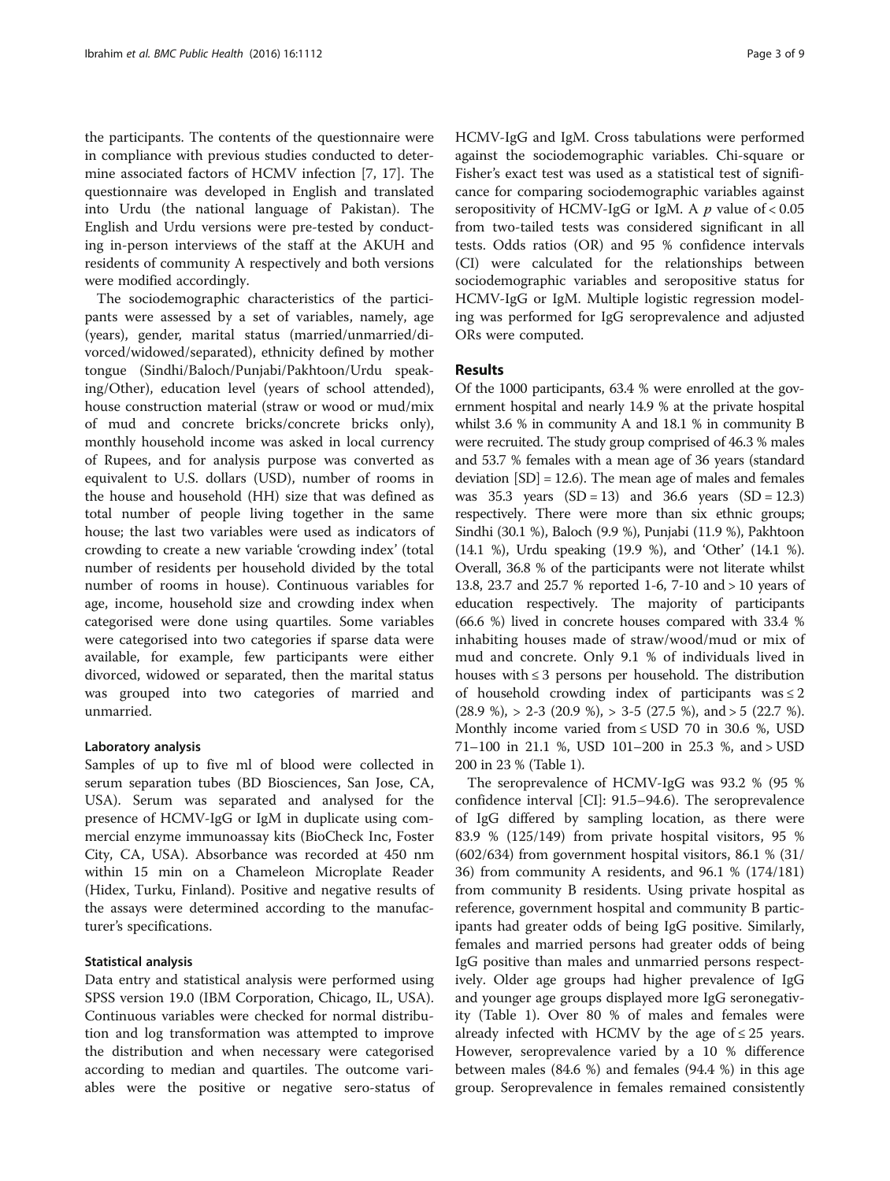the participants. The contents of the questionnaire were in compliance with previous studies conducted to determine associated factors of HCMV infection [7, 17]. The questionnaire was developed in English and translated into Urdu (the national language of Pakistan). The English and Urdu versions were pre-tested by conducting in-person interviews of the staff at the AKUH and residents of community A respectively and both versions were modified accordingly.

The sociodemographic characteristics of the participants were assessed by a set of variables, namely, age (years), gender, marital status (married/unmarried/divorced/widowed/separated), ethnicity defined by mother tongue (Sindhi/Baloch/Punjabi/Pakhtoon/Urdu speaking/Other), education level (years of school attended), house construction material (straw or wood or mud/mix of mud and concrete bricks/concrete bricks only), monthly household income was asked in local currency of Rupees, and for analysis purpose was converted as equivalent to U.S. dollars (USD), number of rooms in the house and household (HH) size that was defined as total number of people living together in the same house; the last two variables were used as indicators of crowding to create a new variable 'crowding index' (total number of residents per household divided by the total number of rooms in house). Continuous variables for age, income, household size and crowding index when categorised were done using quartiles. Some variables were categorised into two categories if sparse data were available, for example, few participants were either divorced, widowed or separated, then the marital status was grouped into two categories of married and unmarried.

### Laboratory analysis

Samples of up to five ml of blood were collected in serum separation tubes (BD Biosciences, San Jose, CA, USA). Serum was separated and analysed for the presence of HCMV-IgG or IgM in duplicate using commercial enzyme immunoassay kits (BioCheck Inc, Foster City, CA, USA). Absorbance was recorded at 450 nm within 15 min on a Chameleon Microplate Reader (Hidex, Turku, Finland). Positive and negative results of the assays were determined according to the manufacturer's specifications.

### Statistical analysis

Data entry and statistical analysis were performed using SPSS version 19.0 (IBM Corporation, Chicago, IL, USA). Continuous variables were checked for normal distribution and log transformation was attempted to improve the distribution and when necessary were categorised according to median and quartiles. The outcome variables were the positive or negative sero-status of HCMV-IgG and IgM. Cross tabulations were performed against the sociodemographic variables. Chi-square or Fisher's exact test was used as a statistical test of significance for comparing sociodemographic variables against seropositivity of HCMV-IgG or IgM. A $p$ value of $< 0.05$ from two-tailed tests was considered significant in all tests. Odds ratios (OR) and 95 % confidence intervals (CI) were calculated for the relationships between sociodemographic variables and seropositive status for HCMV-IgG or IgM. Multiple logistic regression modeling was performed for IgG seroprevalence and adjusted ORs were computed.

## Results

Of the 1000 participants, 63.4 % were enrolled at the government hospital and nearly 14.9 % at the private hospital whilst 3.6 % in community A and 18.1 % in community B were recruited. The study group comprised of 46.3 % males and 53.7 % females with a mean age of 36 years (standard deviation [SD] = 12.6). The mean age of males and females was 35.3 years (SD = 13) and 36.6 years (SD = 12.3) respectively. There were more than six ethnic groups; Sindhi (30.1 %), Baloch (9.9 %), Punjabi (11.9 %), Pakhtoon (14.1 %), Urdu speaking (19.9 %), and 'Other' (14.1 %). Overall, 36.8 % of the participants were not literate whilst 13.8, 23.7 and 25.7 % reported 1-6, 7-10 and > 10 years of education respectively. The majority of participants (66.6 %) lived in concrete houses compared with 33.4 % inhabiting houses made of straw/wood/mud or mix of mud and concrete. Only 9.1 % of individuals lived in houses with ≤ 3 persons per household. The distribution of household crowding index of participants was ≤ 2 (28.9 %), > 2-3 (20.9 %), > 3-5 (27.5 %), and > 5 (22.7 %). Monthly income varied from ≤ USD 70 in 30.6 %, USD 71–100 in 21.1 %, USD 101–200 in 25.3 %, and > USD 200 in 23 % (Table 1).

The seroprevalence of HCMV-IgG was 93.2 % (95 % confidence interval [CI]: 91.5–94.6). The seroprevalence of IgG differed by sampling location, as there were 83.9 % (125/149) from private hospital visitors, 95 % (602/634) from government hospital visitors, 86.1 % (31/36) from community A residents, and 96.1 % (174/181) from community B residents. Using private hospital as reference, government hospital and community B participants had greater odds of being IgG positive. Similarly, females and married persons had greater odds of being IgG positive than males and unmarried persons respectively. Older age groups had higher prevalence of IgG and younger age groups displayed more IgG seronegativity (Table 1). Over 80 % of males and females were already infected with HCMV by the age of ≤ 25 years. However, seroprevalence varied by a 10 % difference between males (84.6 %) and females (94.4 %) in this age group. Seroprevalence in females remained consistently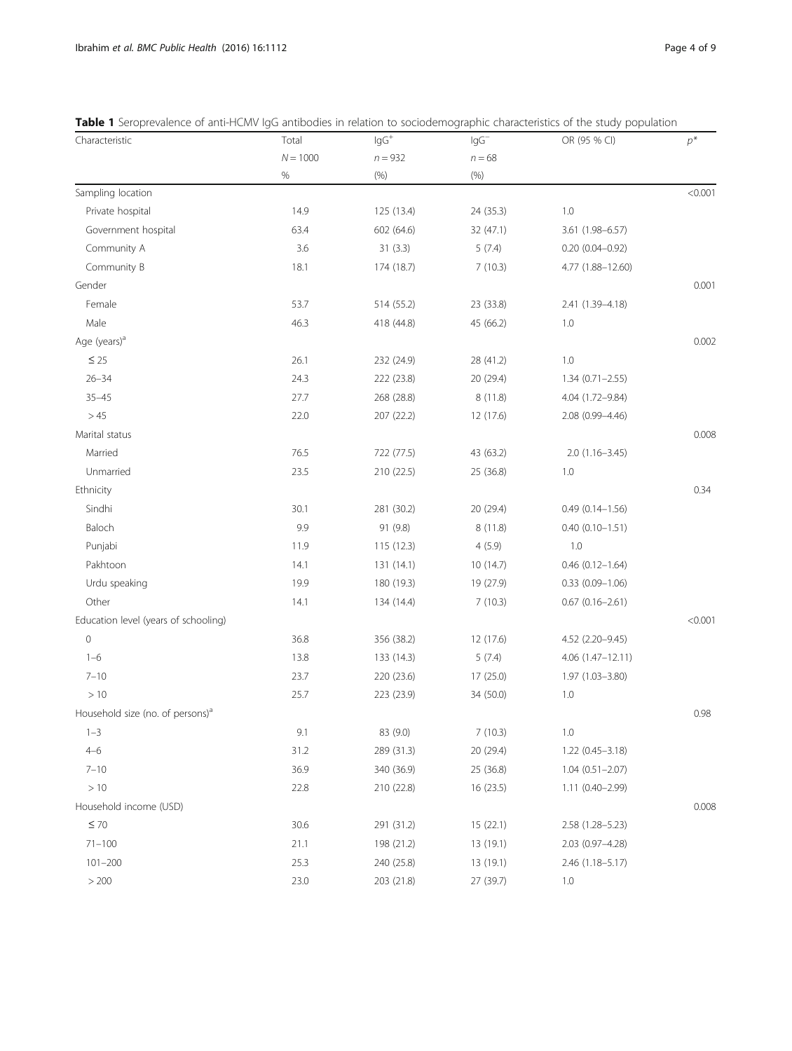**Table 1** Seroprevalence of anti-HCMV IgG antibodies in relation to sociodemographic characteristics of the study population

| Characteristic | Total $N = 1000$ % | $IgG^+$ $n = 932$ (%) | $IgG^-$ $n = 68$ (%) | OR (95 % CI) | $p$* |
|---|---|---|---|---|---|
| Sampling location | | | | | <0.001 |
| Private hospital | 14.9 | 125 (13.4) | 24 (35.3) | 1.0 | |
| Government hospital | 63.4 | 602 (64.6) | 32 (47.1) | 3.61 (1.98–6.57) | |
| Community A | 3.6 | 31 (3.3) | 5 (7.4) | 0.20 (0.04–0.92) | |
| Community B | 18.1 | 174 (18.7) | 7 (10.3) | 4.77 (1.88–12.60) | |
| Gender | | | | | 0.001 |
| Female | 53.7 | 514 (55.2) | 23 (33.8) | 2.41 (1.39–4.18) | |
| Male | 46.3 | 418 (44.8) | 45 (66.2) | 1.0 | |
| Age (years)[a] | | | | | 0.002 |
| ≤ 25 | 26.1 | 232 (24.9) | 28 (41.2) | 1.0 | |
| 26–34 | 24.3 | 222 (23.8) | 20 (29.4) | 1.34 (0.71–2.55) | |
| 35–45 | 27.7 | 268 (28.8) | 8 (11.8) | 4.04 (1.72–9.84) | |
| > 45 | 22.0 | 207 (22.2) | 12 (17.6) | 2.08 (0.99–4.46) | |
| Marital status | | | | | 0.008 |
| Married | 76.5 | 722 (77.5) | 43 (63.2) | 2.0 (1.16–3.45) | |
| Unmarried | 23.5 | 210 (22.5) | 25 (36.8) | 1.0 | |
| Ethnicity | | | | | 0.34 |
| Sindhi | 30.1 | 281 (30.2) | 20 (29.4) | 0.49 (0.14–1.56) | |
| Baloch | 9.9 | 91 (9.8) | 8 (11.8) | 0.40 (0.10–1.51) | |
| Punjabi | 11.9 | 115 (12.3) | 4 (5.9) | 1.0 | |
| Pakhtoon | 14.1 | 131 (14.1) | 10 (14.7) | 0.46 (0.12–1.64) | |
| Urdu speaking | 19.9 | 180 (19.3) | 19 (27.9) | 0.33 (0.09–1.06) | |
| Other | 14.1 | 134 (14.4) | 7 (10.3) | 0.67 (0.16–2.61) | |
| Education level (years of schooling) | | | | | <0.001 |
| 0 | 36.8 | 356 (38.2) | 12 (17.6) | 4.52 (2.20–9.45) | |
| 1–6 | 13.8 | 133 (14.3) | 5 (7.4) | 4.06 (1.47–12.11) | |
| 7–10 | 23.7 | 220 (23.6) | 17 (25.0) | 1.97 (1.03–3.80) | |
| > 10 | 25.7 | 223 (23.9) | 34 (50.0) | 1.0 | |
| Household size (no. of persons)[a] | | | | | 0.98 |
| 1–3 | 9.1 | 83 (9.0) | 7 (10.3) | 1.0 | |
| 4–6 | 31.2 | 289 (31.3) | 20 (29.4) | 1.22 (0.45–3.18) | |
| 7–10 | 36.9 | 340 (36.9) | 25 (36.8) | 1.04 (0.51–2.07) | |
| > 10 | 22.8 | 210 (22.8) | 16 (23.5) | 1.11 (0.40–2.99) | |
| Household income (USD) | | | | | 0.008 |
| ≤ 70 | 30.6 | 291 (31.2) | 15 (22.1) | 2.58 (1.28–5.23) | |
| 71–100 | 21.1 | 198 (21.2) | 13 (19.1) | 2.03 (0.97–4.28) | |
| 101–200 | 25.3 | 240 (25.8) | 13 (19.1) | 2.46 (1.18–5.17) | |
| > 200 | 23.0 | 203 (21.8) | 27 (39.7) | 1.0 | |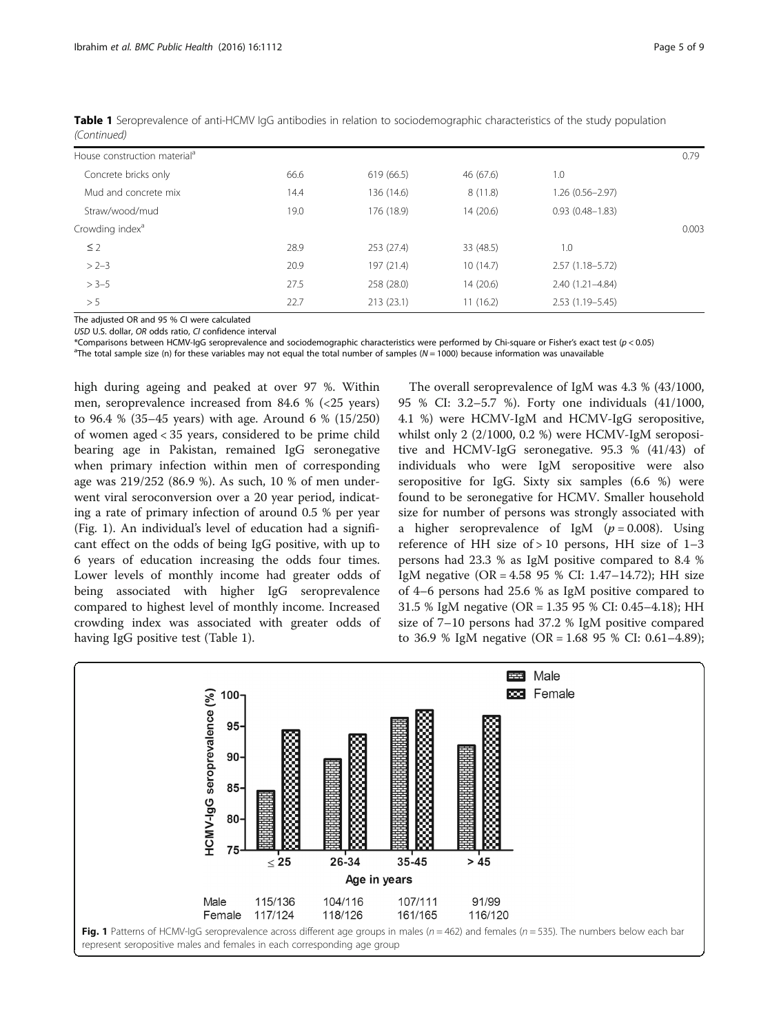**Table 1** Seroprevalence of anti-HCMV IgG antibodies in relation to sociodemographic characteristics of the study population *(Continued)*

| | | | | | |
|---|---|---|---|---|---|
| House construction material[a] | | | | | 0.79 |
| Concrete bricks only | 66.6 | 619 (66.5) | 46 (67.6) | 1.0 | |
| Mud and concrete mix | 14.4 | 136 (14.6) | 8 (11.8) | 1.26 (0.56–2.97) | |
| Straw/wood/mud | 19.0 | 176 (18.9) | 14 (20.6) | 0.93 (0.48–1.83) | |
| Crowding index[a] | | | | | 0.003 |
| ≤ 2 | 28.9 | 253 (27.4) | 33 (48.5) | 1.0 | |
| > 2–3 | 20.9 | 197 (21.4) | 10 (14.7) | 2.57 (1.18–5.72) | |
| > 3–5 | 27.5 | 258 (28.0) | 14 (20.6) | 2.40 (1.21–4.84) | |
| > 5 | 22.7 | 213 (23.1) | 11 (16.2) | 2.53 (1.19–5.45) | |

The adjusted OR and 95 % CI were calculated

*USD* U.S. dollar, *OR* odds ratio, *CI* confidence interval

*Comparisons between HCMV-IgG seroprevalence and sociodemographic characteristics were performed by Chi-square or Fisher's exact test ($p < 0.05$)

[a]The total sample size (n) for these variables may not equal the total number of samples ($N = 1000$) because information was unavailable

high during ageing and peaked at over 97 %. Within men, seroprevalence increased from 84.6 % (<25 years) to 96.4 % (35–45 years) with age. Around 6 % (15/250) of women aged < 35 years, considered to be prime child bearing age in Pakistan, remained IgG seronegative when primary infection within men of corresponding age was 219/252 (86.9 %). As such, 10 % of men underwent viral seroconversion over a 20 year period, indicating a rate of primary infection of around 0.5 % per year (Fig. 1). An individual's level of education had a significant effect on the odds of being IgG positive, with up to 6 years of education increasing the odds four times. Lower levels of monthly income had greater odds of being associated with higher IgG seroprevalence compared to highest level of monthly income. Increased crowding index was associated with greater odds of having IgG positive test (Table 1).

The overall seroprevalence of IgM was 4.3 % (43/1000, 95 % CI: 3.2–5.7 %). Forty one individuals (41/1000, 4.1 %) were HCMV-IgM and HCMV-IgG seropositive, whilst only 2 (2/1000, 0.2 %) were HCMV-IgM seropositive and HCMV-IgG seronegative. 95.3 % (41/43) of individuals who were IgM seropositive were also seropositive for IgG. Sixty six samples (6.6 %) were found to be seronegative for HCMV. Smaller household size for number of persons was strongly associated with a higher seroprevalence of IgM ($p = 0.008$). Using reference of HH size of > 10 persons, HH size of 1–3 persons had 23.3 % as IgM positive compared to 8.4 % IgM negative (OR = 4.58 95 % CI: 1.47–14.72); HH size of 4–6 persons had 25.6 % as IgM positive compared to 31.5 % IgM negative (OR = 1.35 95 % CI: 0.45–4.18); HH size of 7–10 persons had 37.2 % IgM positive compared to 36.9 % IgM negative (OR = 1.68 95 % CI: 0.61–4.89);

**Fig. 1** Patterns of HCMV-IgG seroprevalence across different age groups in males ($n = 462$) and females ($n = 535$). The numbers below each bar represent seropositive males and females in each corresponding age group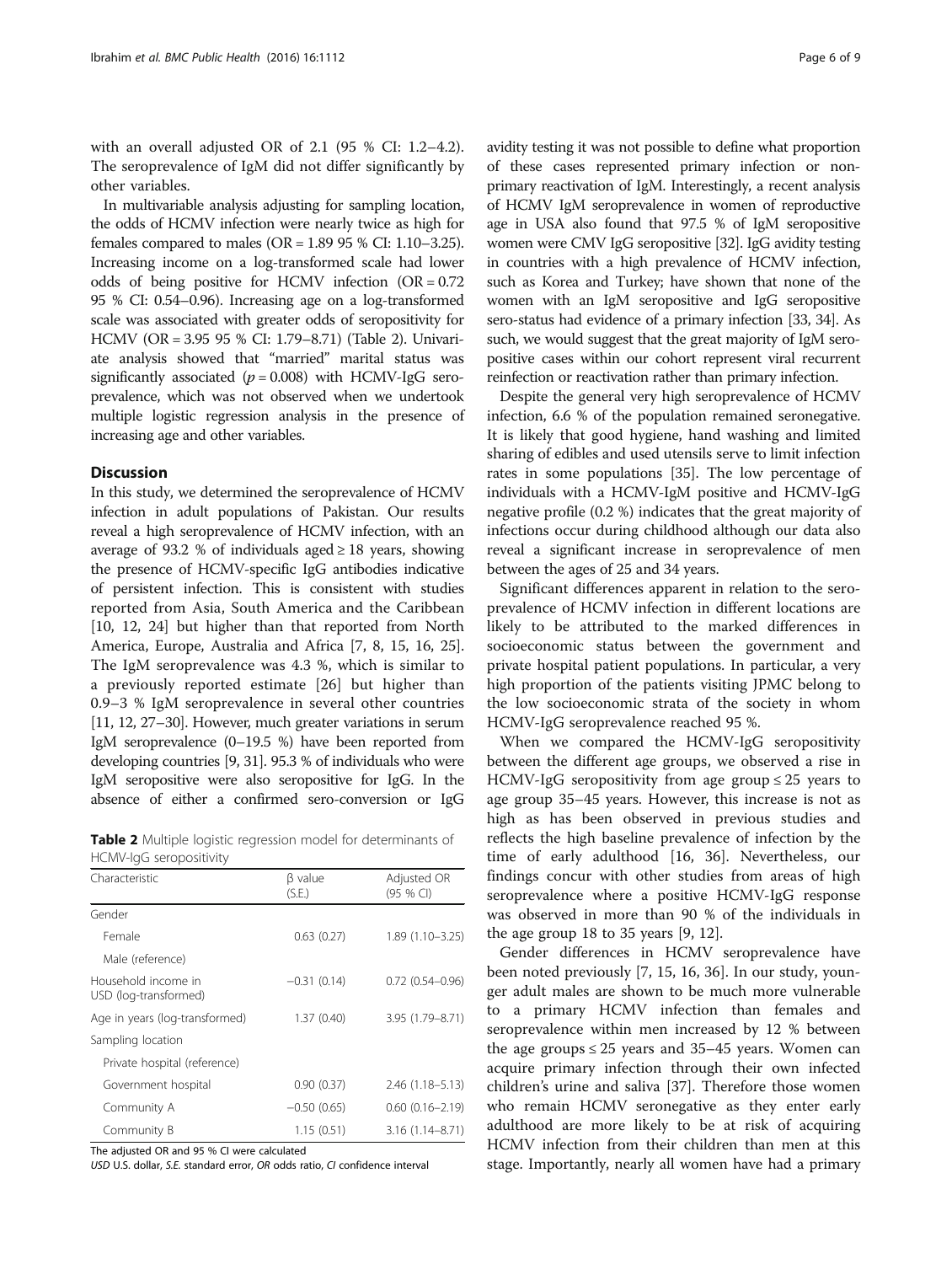with an overall adjusted OR of 2.1 (95 % CI: 1.2–4.2). The seroprevalence of IgM did not differ significantly by other variables.

In multivariable analysis adjusting for sampling location, the odds of HCMV infection were nearly twice as high for females compared to males (OR = 1.89 95 % CI: 1.10–3.25). Increasing income on a log-transformed scale had lower odds of being positive for HCMV infection (OR = 0.72 95 % CI: 0.54–0.96). Increasing age on a log-transformed scale was associated with greater odds of seropositivity for HCMV (OR = 3.95 95 % CI: 1.79–8.71) (Table 2). Univariate analysis showed that "married" marital status was significantly associated ($p = 0.008$) with HCMV-IgG seroprevalence, which was not observed when we undertook multiple logistic regression analysis in the presence of increasing age and other variables.

## Discussion

In this study, we determined the seroprevalence of HCMV infection in adult populations of Pakistan. Our results reveal a high seroprevalence of HCMV infection, with an average of 93.2 % of individuals aged ≥ 18 years, showing the presence of HCMV-specific IgG antibodies indicative of persistent infection. This is consistent with studies reported from Asia, South America and the Caribbean [10, 12, 24] but higher than that reported from North America, Europe, Australia and Africa [7, 8, 15, 16, 25]. The IgM seroprevalence was 4.3 %, which is similar to a previously reported estimate [26] but higher than 0.9–3 % IgM seroprevalence in several other countries [11, 12, 27–30]. However, much greater variations in serum IgM seroprevalence (0–19.5 %) have been reported from developing countries [9, 31]. 95.3 % of individuals who were IgM seropositive were also seropositive for IgG. In the absence of either a confirmed sero-conversion or IgG avidity testing it was not possible to define what proportion of these cases represented primary infection or non-primary reactivation of IgM. Interestingly, a recent analysis of HCMV IgM seroprevalence in women of reproductive age in USA also found that 97.5 % of IgM seropositive women were CMV IgG seropositive [32]. IgG avidity testing in countries with a high prevalence of HCMV infection, such as Korea and Turkey; have shown that none of the women with an IgM seropositive and IgG seropositive sero-status had evidence of a primary infection [33, 34]. As such, we would suggest that the great majority of IgM seropositive cases within our cohort represent viral recurrent reinfection or reactivation rather than primary infection.

**Table 2** Multiple logistic regression model for determinants of HCMV-IgG seropositivity

| Characteristic | β value (S.E.) | Adjusted OR (95 % CI) |
|---|---|---|
| Gender | | |
| Female | 0.63 (0.27) | 1.89 (1.10–3.25) |
| Male (reference) | | |
| Household income in USD (log-transformed) | −0.31 (0.14) | 0.72 (0.54–0.96) |
| Age in years (log-transformed) | 1.37 (0.40) | 3.95 (1.79–8.71) |
| Sampling location | | |
| Private hospital (reference) | | |
| Government hospital | 0.90 (0.37) | 2.46 (1.18–5.13) |
| Community A | −0.50 (0.65) | 0.60 (0.16–2.19) |
| Community B | 1.15 (0.51) | 3.16 (1.14–8.71) |

The adjusted OR and 95 % CI were calculated

*USD* U.S. dollar, *S.E.* standard error, *OR* odds ratio, *CI* confidence interval

Despite the general very high seroprevalence of HCMV infection, 6.6 % of the population remained seronegative. It is likely that good hygiene, hand washing and limited sharing of edibles and used utensils serve to limit infection rates in some populations [35]. The low percentage of individuals with a HCMV-IgM positive and HCMV-IgG negative profile (0.2 %) indicates that the great majority of infections occur during childhood although our data also reveal a significant increase in seroprevalence of men between the ages of 25 and 34 years.

Significant differences apparent in relation to the seroprevalence of HCMV infection in different locations are likely to be attributed to the marked differences in socioeconomic status between the government and private hospital patient populations. In particular, a very high proportion of the patients visiting JPMC belong to the low socioeconomic strata of the society in whom HCMV-IgG seroprevalence reached 95 %.

When we compared the HCMV-IgG seropositivity between the different age groups, we observed a rise in HCMV-IgG seropositivity from age group ≤ 25 years to age group 35–45 years. However, this increase is not as high as has been observed in previous studies and reflects the high baseline prevalence of infection by the time of early adulthood [16, 36]. Nevertheless, our findings concur with other studies from areas of high seroprevalence where a positive HCMV-IgG response was observed in more than 90 % of the individuals in the age group 18 to 35 years [9, 12].

Gender differences in HCMV seroprevalence have been noted previously [7, 15, 16, 36]. In our study, younger adult males are shown to be much more vulnerable to a primary HCMV infection than females and seroprevalence within men increased by 12 % between the age groups ≤ 25 years and 35–45 years. Women can acquire primary infection through their own infected children's urine and saliva [37]. Therefore those women who remain HCMV seronegative as they enter early adulthood are more likely to be at risk of acquiring HCMV infection from their children than men at this stage. Importantly, nearly all women have had a primary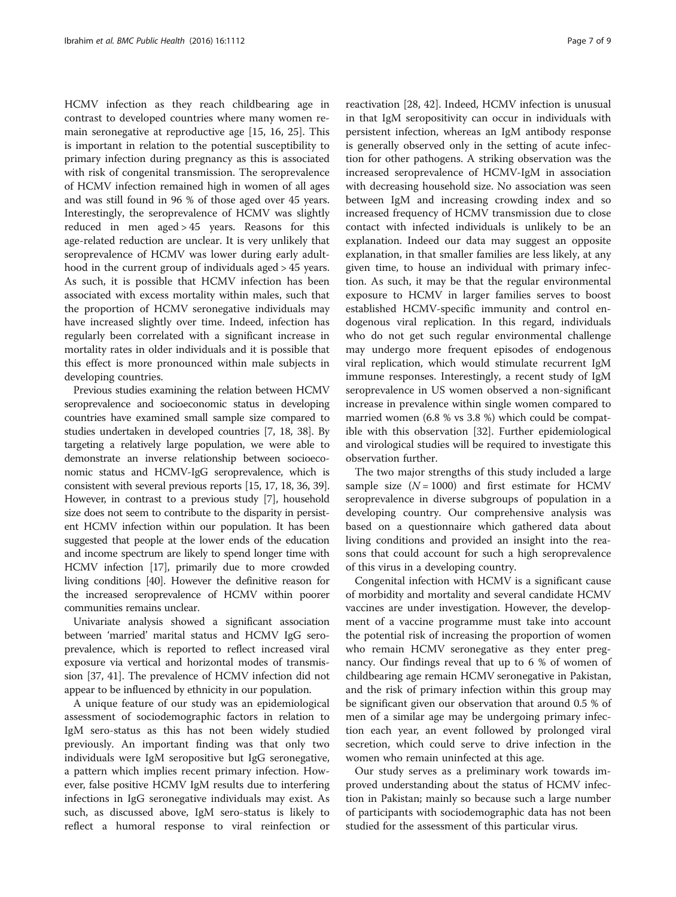HCMV infection as they reach childbearing age in contrast to developed countries where many women remain seronegative at reproductive age [15, 16, 25]. This is important in relation to the potential susceptibility to primary infection during pregnancy as this is associated with risk of congenital transmission. The seroprevalence of HCMV infection remained high in women of all ages and was still found in 96 % of those aged over 45 years. Interestingly, the seroprevalence of HCMV was slightly reduced in men aged > 45 years. Reasons for this age-related reduction are unclear. It is very unlikely that seroprevalence of HCMV was lower during early adulthood in the current group of individuals aged > 45 years. As such, it is possible that HCMV infection has been associated with excess mortality within males, such that the proportion of HCMV seronegative individuals may have increased slightly over time. Indeed, infection has regularly been correlated with a significant increase in mortality rates in older individuals and it is possible that this effect is more pronounced within male subjects in developing countries.

Previous studies examining the relation between HCMV seroprevalence and socioeconomic status in developing countries have examined small sample size compared to studies undertaken in developed countries [7, 18, 38]. By targeting a relatively large population, we were able to demonstrate an inverse relationship between socioeconomic status and HCMV-IgG seroprevalence, which is consistent with several previous reports [15, 17, 18, 36, 39]. However, in contrast to a previous study [7], household size does not seem to contribute to the disparity in persistent HCMV infection within our population. It has been suggested that people at the lower ends of the education and income spectrum are likely to spend longer time with HCMV infection [17], primarily due to more crowded living conditions [40]. However the definitive reason for the increased seroprevalence of HCMV within poorer communities remains unclear.

Univariate analysis showed a significant association between 'married' marital status and HCMV IgG seroprevalence, which is reported to reflect increased viral exposure via vertical and horizontal modes of transmission [37, 41]. The prevalence of HCMV infection did not appear to be influenced by ethnicity in our population.

A unique feature of our study was an epidemiological assessment of sociodemographic factors in relation to IgM sero-status as this has not been widely studied previously. An important finding was that only two individuals were IgM seropositive but IgG seronegative, a pattern which implies recent primary infection. However, false positive HCMV IgM results due to interfering infections in IgG seronegative individuals may exist. As such, as discussed above, IgM sero-status is likely to reflect a humoral response to viral reinfection or reactivation [28, 42]. Indeed, HCMV infection is unusual in that IgM seropositivity can occur in individuals with persistent infection, whereas an IgM antibody response is generally observed only in the setting of acute infection for other pathogens. A striking observation was the increased seroprevalence of HCMV-IgM in association with decreasing household size. No association was seen between IgM and increasing crowding index and so increased frequency of HCMV transmission due to close contact with infected individuals is unlikely to be an explanation. Indeed our data may suggest an opposite explanation, in that smaller families are less likely, at any given time, to house an individual with primary infection. As such, it may be that the regular environmental exposure to HCMV in larger families serves to boost established HCMV-specific immunity and control endogenous viral replication. In this regard, individuals who do not get such regular environmental challenge may undergo more frequent episodes of endogenous viral replication, which would stimulate recurrent IgM immune responses. Interestingly, a recent study of IgM seroprevalence in US women observed a non-significant increase in prevalence within single women compared to married women (6.8 % vs 3.8 %) which could be compatible with this observation [32]. Further epidemiological and virological studies will be required to investigate this observation further.

The two major strengths of this study included a large sample size ($N = 1000$) and first estimate for HCMV seroprevalence in diverse subgroups of population in a developing country. Our comprehensive analysis was based on a questionnaire which gathered data about living conditions and provided an insight into the reasons that could account for such a high seroprevalence of this virus in a developing country.

Congenital infection with HCMV is a significant cause of morbidity and mortality and several candidate HCMV vaccines are under investigation. However, the development of a vaccine programme must take into account the potential risk of increasing the proportion of women who remain HCMV seronegative as they enter pregnancy. Our findings reveal that up to 6 % of women of childbearing age remain HCMV seronegative in Pakistan, and the risk of primary infection within this group may be significant given our observation that around 0.5 % of men of a similar age may be undergoing primary infection each year, an event followed by prolonged viral secretion, which could serve to drive infection in the women who remain uninfected at this age.

Our study serves as a preliminary work towards improved understanding about the status of HCMV infection in Pakistan; mainly so because such a large number of participants with sociodemographic data has not been studied for the assessment of this particular virus.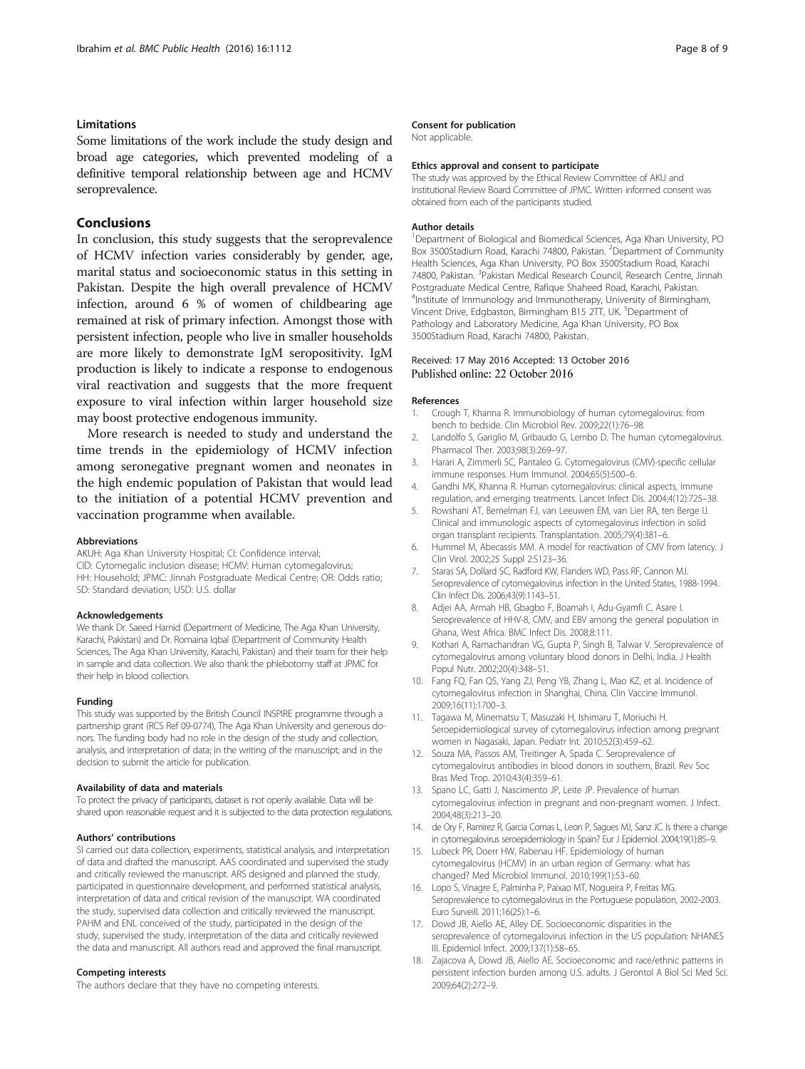### Limitations

Some limitations of the work include the study design and broad age categories, which prevented modeling of a definitive temporal relationship between age and HCMV seroprevalence.

## Conclusions

In conclusion, this study suggests that the seroprevalence of HCMV infection varies considerably by gender, age, marital status and socioeconomic status in this setting in Pakistan. Despite the high overall prevalence of HCMV infection, around 6 % of women of childbearing age remained at risk of primary infection. Amongst those with persistent infection, people who live in smaller households are more likely to demonstrate IgM seropositivity. IgM production is likely to indicate a response to endogenous viral reactivation and suggests that the more frequent exposure to viral infection within larger household size may boost protective endogenous immunity.

More research is needed to study and understand the time trends in the epidemiology of HCMV infection among seronegative pregnant women and neonates in the high endemic population of Pakistan that would lead to the initiation of a potential HCMV prevention and vaccination programme when available.

#### Abbreviations

AKUH: Aga Khan University Hospital; CI: Confidence interval; CID: Cytomegalic inclusion disease; HCMV: Human cytomegalovirus; HH: Household; JPMC: Jinnah Postgraduate Medical Centre; OR: Odds ratio; SD: Standard deviation; USD: U.S. dollar

#### Acknowledgements

We thank Dr. Saeed Hamid (Department of Medicine, The Aga Khan University, Karachi, Pakistan) and Dr. Romaina Iqbal (Department of Community Health Sciences, The Aga Khan University, Karachi, Pakistan) and their team for their help in sample and data collection. We also thank the phlebotomy staff at JPMC for their help in blood collection.

#### Funding

This study was supported by the British Council INSPIRE programme through a partnership grant (RCS Ref 09-0774), The Aga Khan University and generous donors. The funding body had no role in the design of the study and collection, analysis, and interpretation of data; in the writing of the manuscript; and in the decision to submit the article for publication.

#### Availability of data and materials

To protect the privacy of participants, dataset is not openly available. Data will be shared upon reasonable request and it is subjected to the data protection regulations.

#### Authors' contributions

SI carried out data collection, experiments, statistical analysis, and interpretation of data and drafted the manuscript. AAS coordinated and supervised the study and critically reviewed the manuscript. ARS designed and planned the study, participated in questionnaire development, and performed statistical analysis, interpretation of data and critical revision of the manuscript. WA coordinated the study, supervised data collection and critically reviewed the manuscript. PAHM and ENL conceived of the study, participated in the design of the study, supervised the study, interpretation of the data and critically reviewed the data and manuscript. All authors read and approved the final manuscript.

#### Competing interests

The authors declare that they have no competing interests.

#### Consent for publication

Not applicable.

#### Ethics approval and consent to participate

The study was approved by the Ethical Review Committee of AKU and Institutional Review Board Committee of JPMC. Written informed consent was obtained from each of the participants studied.

#### Author details

[1]Department of Biological and Biomedical Sciences, Aga Khan University, PO Box 3500Stadium Road, Karachi 74800, Pakistan. [2]Department of Community Health Sciences, Aga Khan University, PO Box 3500Stadium Road, Karachi 74800, Pakistan. [3]Pakistan Medical Research Council, Research Centre, Jinnah Postgraduate Medical Centre, Rafique Shaheed Road, Karachi, Pakistan. [4]Institute of Immunology and Immunotherapy, University of Birmingham, Vincent Drive, Edgbaston, Birmingham B15 2TT, UK. [5]Department of Pathology and Laboratory Medicine, Aga Khan University, PO Box 3500Stadium Road, Karachi 74800, Pakistan.

Received: 17 May 2016 Accepted: 13 October 2016
Published online: 22 October 2016

#### References

1. Crough T, Khanna R. Immunobiology of human cytomegalovirus: from bench to bedside. Clin Microbiol Rev. 2009;22(1):76–98.
2. Landolfo S, Gariglio M, Gribaudo G, Lembo D. The human cytomegalovirus. Pharmacol Ther. 2003;98(3):269–97.
3. Harari A, Zimmerli SC, Pantaleo G. Cytomegalovirus (CMV)-specific cellular immune responses. Hum Immunol. 2004;65(5):500–6.
4. Gandhi MK, Khanna R. Human cytomegalovirus: clinical aspects, immune regulation, and emerging treatments. Lancet Infect Dis. 2004;4(12):725–38.
5. Rowshani AT, Bemelman FJ, van Leeuwen EM, van Lier RA, ten Berge IJ. Clinical and immunologic aspects of cytomegalovirus infection in solid organ transplant recipients. Transplantation. 2005;79(4):381–6.
6. Hummel M, Abecassis MM. A model for reactivation of CMV from latency. J Clin Virol. 2002;25 Suppl 2:S123–36.
7. Staras SA, Dollard SC, Radford KW, Flanders WD, Pass RF, Cannon MJ. Seroprevalence of cytomegalovirus infection in the United States, 1988-1994. Clin Infect Dis. 2006;43(9):1143–51.
8. Adjei AA, Armah HB, Gbagbo F, Boamah I, Adu-Gyamfi C, Asare I. Seroprevalence of HHV-8, CMV, and EBV among the general population in Ghana, West Africa. BMC Infect Dis. 2008;8:111.
9. Kothari A, Ramachandran VG, Gupta P, Singh B, Talwar V. Seroprevalence of cytomegalovirus among voluntary blood donors in Delhi, India. J Health Popul Nutr. 2002;20(4):348–51.
10. Fang FQ, Fan QS, Yang ZJ, Peng YB, Zhang L, Mao KZ, et al. Incidence of cytomegalovirus infection in Shanghai, China. Clin Vaccine Immunol. 2009;16(11):1700–3.
11. Tagawa M, Minematsu T, Masuzaki H, Ishimaru T, Moriuchi H. Seroepidemiological survey of cytomegalovirus infection among pregnant women in Nagasaki, Japan. Pediatr Int. 2010;52(3):459–62.
12. Souza MA, Passos AM, Treitinger A, Spada C. Seroprevalence of cytomegalovirus antibodies in blood donors in southern, Brazil. Rev Soc Bras Med Trop. 2010;43(4):359–61.
13. Spano LC, Gatti J, Nascimento JP, Leite JP. Prevalence of human cytomegalovirus infection in pregnant and non-pregnant women. J Infect. 2004;48(3):213–20.
14. de Ory F, Ramirez R, Garcia Comas L, Leon P, Sagues MJ, Sanz JC. Is there a change in cytomegalovirus seroepidemiology in Spain? Eur J Epidemiol. 2004;19(1):85–9.
15. Lubeck PR, Doerr HW, Rabenau HF. Epidemiology of human cytomegalovirus (HCMV) in an urban region of Germany: what has changed? Med Microbiol Immunol. 2010;199(1):53–60.
16. Lopo S, Vinagre E, Palminha P, Paixao MT, Nogueira P, Freitas MG. Seroprevalence to cytomegalovirus in the Portuguese population, 2002-2003. Euro Surveill. 2011;16(25):1–6.
17. Dowd JB, Aiello AE, Alley DE. Socioeconomic disparities in the seroprevalence of cytomegalovirus infection in the US population: NHANES III. Epidemiol Infect. 2009;137(1):58–65.
18. Zajacova A, Dowd JB, Aiello AE. Socioeconomic and race/ethnic patterns in persistent infection burden among U.S. adults. J Gerontol A Biol Sci Med Sci. 2009;64(2):272–9.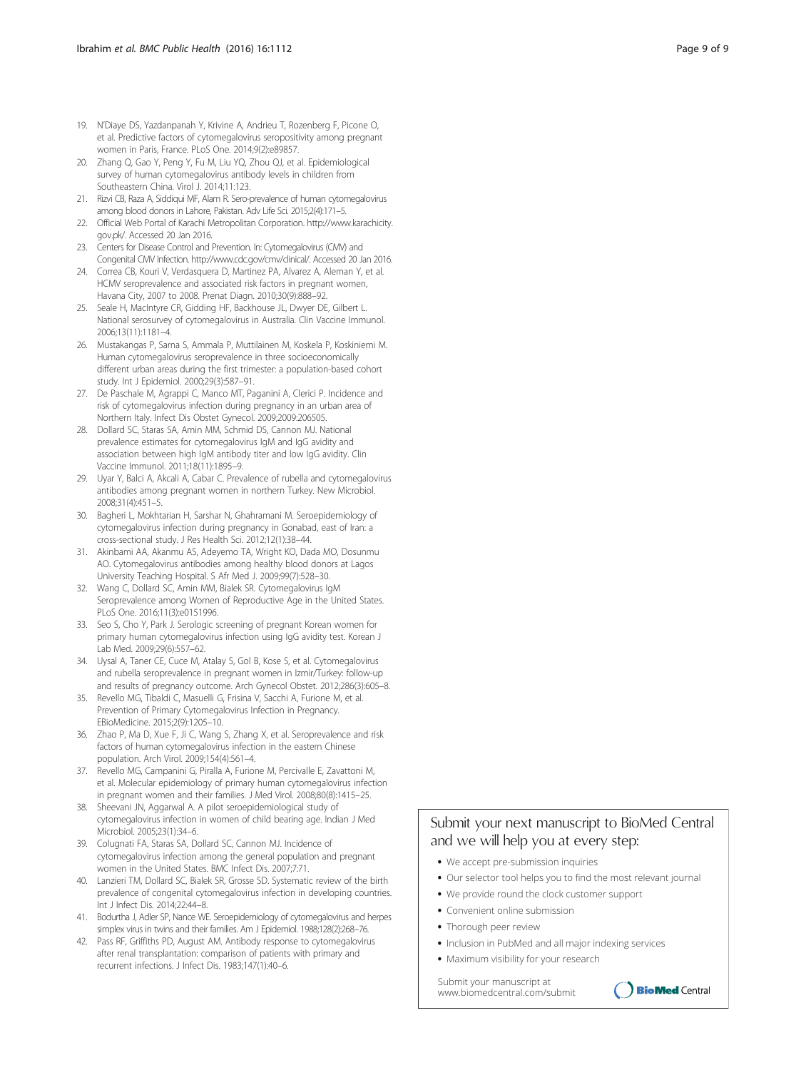19. N'Diaye DS, Yazdanpanah Y, Krivine A, Andrieu T, Rozenberg F, Picone O, et al. Predictive factors of cytomegalovirus seropositivity among pregnant women in Paris, France. PLoS One. 2014;9(2):e89857.
20. Zhang Q, Gao Y, Peng Y, Fu M, Liu YQ, Zhou QJ, et al. Epidemiological survey of human cytomegalovirus antibody levels in children from Southeastern China. Virol J. 2014;11:123.
21. Rizvi CB, Raza A, Siddiqui MF, Alam R. Sero-prevalence of human cytomegalovirus among blood donors in Lahore, Pakistan. Adv Life Sci. 2015;2(4):171–5.
22. Official Web Portal of Karachi Metropolitan Corporation. http://www.karachicity.gov.pk/. Accessed 20 Jan 2016.
23. Centers for Disease Control and Prevention. In: Cytomegalovirus (CMV) and Congenital CMV Infection. http://www.cdc.gov/cmv/clinical/. Accessed 20 Jan 2016.
24. Correa CB, Kouri V, Verdasquera D, Martinez PA, Alvarez A, Aleman Y, et al. HCMV seroprevalence and associated risk factors in pregnant women, Havana City, 2007 to 2008. Prenat Diagn. 2010;30(9):888–92.
25. Seale H, MacIntyre CR, Gidding HF, Backhouse JL, Dwyer DE, Gilbert L. National serosurvey of cytomegalovirus in Australia. Clin Vaccine Immunol. 2006;13(11):1181–4.
26. Mustakangas P, Sarna S, Ammala P, Muttilainen M, Koskela P, Koskiniemi M. Human cytomegalovirus seroprevalence in three socioeconomically different urban areas during the first trimester: a population-based cohort study. Int J Epidemiol. 2000;29(3):587–91.
27. De Paschale M, Agrappi C, Manco MT, Paganini A, Clerici P. Incidence and risk of cytomegalovirus infection during pregnancy in an urban area of Northern Italy. Infect Dis Obstet Gynecol. 2009;2009:206505.
28. Dollard SC, Staras SA, Amin MM, Schmid DS, Cannon MJ. National prevalence estimates for cytomegalovirus IgM and IgG avidity and association between high IgM antibody titer and low IgG avidity. Clin Vaccine Immunol. 2011;18(11):1895–9.
29. Uyar Y, Balci A, Akcali A, Cabar C. Prevalence of rubella and cytomegalovirus antibodies among pregnant women in northern Turkey. New Microbiol. 2008;31(4):451–5.
30. Bagheri L, Mokhtarian H, Sarshar N, Ghahramani M. Seroepidemiology of cytomegalovirus infection during pregnancy in Gonabad, east of Iran: a cross-sectional study. J Res Health Sci. 2012;12(1):38–44.
31. Akinbami AA, Akanmu AS, Adeyemo TA, Wright KO, Dada MO, Dosunmu AO. Cytomegalovirus antibodies among healthy blood donors at Lagos University Teaching Hospital. S Afr Med J. 2009;99(7):528–30.
32. Wang C, Dollard SC, Amin MM, Bialek SR. Cytomegalovirus IgM Seroprevalence among Women of Reproductive Age in the United States. PLoS One. 2016;11(3):e0151996.
33. Seo S, Cho Y, Park J. Serologic screening of pregnant Korean women for primary human cytomegalovirus infection using IgG avidity test. Korean J Lab Med. 2009;29(6):557–62.
34. Uysal A, Taner CE, Cuce M, Atalay S, Gol B, Kose S, et al. Cytomegalovirus and rubella seroprevalence in pregnant women in Izmir/Turkey: follow-up and results of pregnancy outcome. Arch Gynecol Obstet. 2012;286(3):605–8.
35. Revello MG, Tibaldi C, Masuelli G, Frisina V, Sacchi A, Furione M, et al. Prevention of Primary Cytomegalovirus Infection in Pregnancy. EBioMedicine. 2015;2(9):1205–10.
36. Zhao P, Ma D, Xue F, Ji C, Wang S, Zhang X, et al. Seroprevalence and risk factors of human cytomegalovirus infection in the eastern Chinese population. Arch Virol. 2009;154(4):561–4.
37. Revello MG, Campanini G, Piralla A, Furione M, Percivalle E, Zavattoni M, et al. Molecular epidemiology of primary human cytomegalovirus infection in pregnant women and their families. J Med Virol. 2008;80(8):1415–25.
38. Sheevani JN, Aggarwal A. A pilot seroepidemiological study of cytomegalovirus infection in women of child bearing age. Indian J Med Microbiol. 2005;23(1):34–6.
39. Colugnati FA, Staras SA, Dollard SC, Cannon MJ. Incidence of cytomegalovirus infection among the general population and pregnant women in the United States. BMC Infect Dis. 2007;7:71.
40. Lanzieri TM, Dollard SC, Bialek SR, Grosse SD. Systematic review of the birth prevalence of congenital cytomegalovirus infection in developing countries. Int J Infect Dis. 2014;22:44–8.
41. Bodurtha J, Adler SP, Nance WE. Seroepidemiology of cytomegalovirus and herpes simplex virus in twins and their families. Am J Epidemiol. 1988;128(2):268–76.
42. Pass RF, Griffiths PD, August AM. Antibody response to cytomegalovirus after renal transplantation: comparison of patients with primary and recurrent infections. J Infect Dis. 1983;147(1):40–6.

Submit your next manuscript to BioMed Central and we will help you at every step:

- We accept pre-submission inquiries
- Our selector tool helps you to find the most relevant journal
- We provide round the clock customer support
- Convenient online submission
- Thorough peer review
- Inclusion in PubMed and all major indexing services
- Maximum visibility for your research

Submit your manuscript at www.biomedcentral.com/submit

BioMed Central